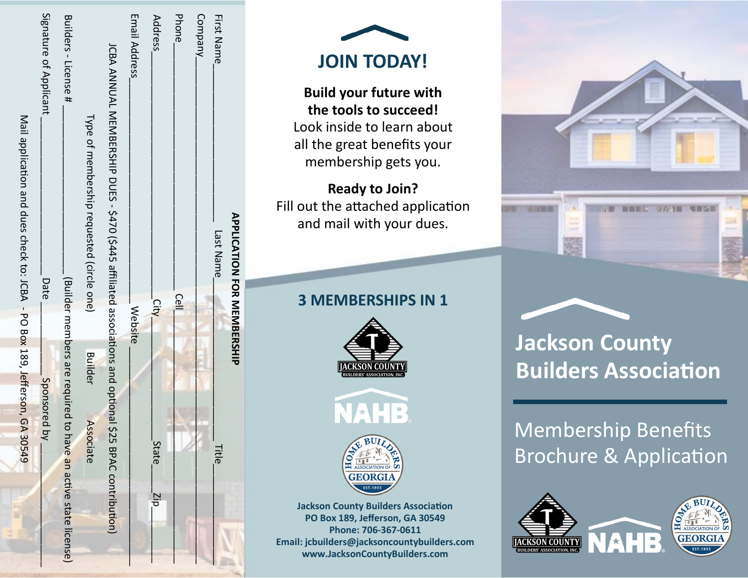## APPLICATION FOR MEMBERSHIP

First Name_______________ Last Name_______________ Title_______________

Company_______________________________________________

Phone_______________ Cell_______________

Address_______________ City_______________ State_____ Zip_____

Email Address_______________ Website_______________

JCBA ANNUAL MEMBERSHIP DUES - $470 ($445 affiliated associations and optional $25 BPAC contribution)

Type of membership requested (circle one) Builder Associate

Builders - License # _______________ (Builder members are required to have an active state license)

Signature of Applicant_______________ Date_______________ Sponsored by_______________

Mail application and dues check to: JCBA - PO Box 189, Jefferson, GA 30549

# JOIN TODAY!

**Build your future with the tools to succeed!**
Look inside to learn about all the great benefits your membership gets you.

**Ready to Join?**
Fill out the attached application and mail with your dues.

## 3 MEMBERSHIPS IN 1

JACKSON COUNTY BUILDERS' ASSOCIATION, INC.

NAHB

HOME BUILDERS ASSOCIATION OF GEORGIA EST. 1955

**Jackson County Builders Association**
**PO Box 189, Jefferson, GA 30549**
**Phone: 706-367-0611**
**Email: jcbuilders@jacksoncountybuilders.com**
**www.JacksonCountyBuilders.com**

# Jackson County Builders Association

## Membership Benefits Brochure & Application

JACKSON COUNTY BUILDERS' ASSOCIATION, INC. NAHB HOME BUILDERS ASSOCIATION OF GEORGIA EST. 1955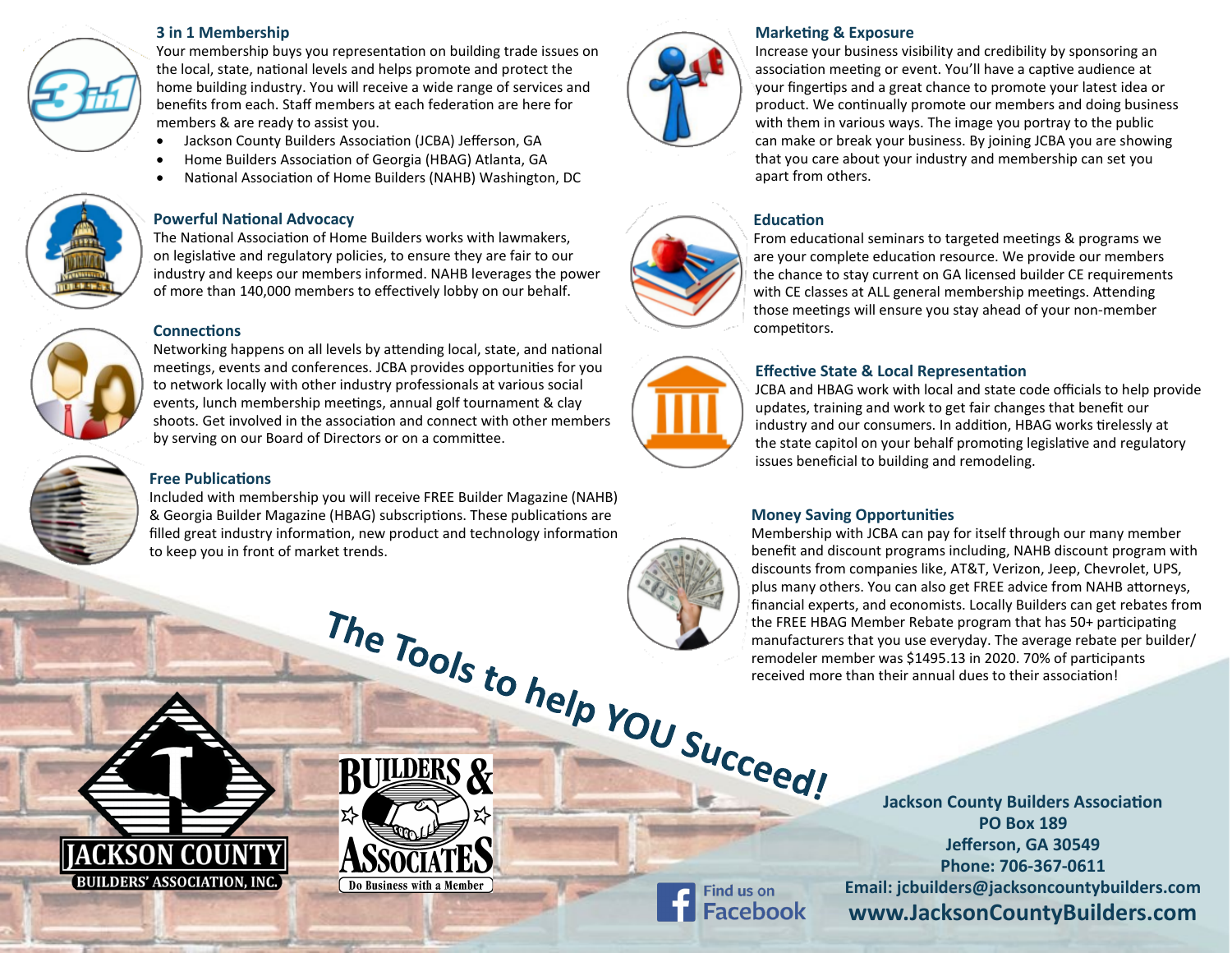### 3 in 1 Membership

Your membership buys you representation on building trade issues on the local, state, national levels and helps promote and protect the home building industry. You will receive a wide range of services and benefits from each. Staff members at each federation are here for members & are ready to assist you.

- Jackson County Builders Association (JCBA) Jefferson, GA
- Home Builders Association of Georgia (HBAG) Atlanta, GA
- National Association of Home Builders (NAHB) Washington, DC

### Powerful National Advocacy

The National Association of Home Builders works with lawmakers, on legislative and regulatory policies, to ensure they are fair to our industry and keeps our members informed. NAHB leverages the power of more than 140,000 members to effectively lobby on our behalf.

### Connections

Networking happens on all levels by attending local, state, and national meetings, events and conferences. JCBA provides opportunities for you to network locally with other industry professionals at various social events, lunch membership meetings, annual golf tournament & clay shoots. Get involved in the association and connect with other members by serving on our Board of Directors or on a committee.

### Free Publications

Included with membership you will receive FREE Builder Magazine (NAHB) & Georgia Builder Magazine (HBAG) subscriptions. These publications are filled great industry information, new product and technology information to keep you in front of market trends.

### Marketing & Exposure

Increase your business visibility and credibility by sponsoring an association meeting or event. You'll have a captive audience at your fingertips and a great chance to promote your latest idea or product. We continually promote our members and doing business with them in various ways. The image you portray to the public can make or break your business. By joining JCBA you are showing that you care about your industry and membership can set you apart from others.

### Education

From educational seminars to targeted meetings & programs we are your complete education resource. We provide our members the chance to stay current on GA licensed builder CE requirements with CE classes at ALL general membership meetings. Attending those meetings will ensure you stay ahead of your non-member competitors.

### Effective State & Local Representation

JCBA and HBAG work with local and state code officials to help provide updates, training and work to get fair changes that benefit our industry and our consumers. In addition, HBAG works tirelessly at the state capitol on your behalf promoting legislative and regulatory issues beneficial to building and remodeling.

### Money Saving Opportunities

Membership with JCBA can pay for itself through our many member benefit and discount programs including, NAHB discount program with discounts from companies like, AT&T, Verizon, Jeep, Chevrolet, UPS, plus many others. You can also get FREE advice from NAHB attorneys, financial experts, and economists. Locally Builders can get rebates from the FREE HBAG Member Rebate program that has 50+ participating manufacturers that you use everyday. The average rebate per builder/remodeler member was $1495.13 in 2020. 70% of participants received more than their annual dues to their association!

## The Tools to help YOU Succeed!

JACKSON COUNTY BUILDERS' ASSOCIATION, INC.

BUILDERS & ASSOCIATES
Do Business with a Member

Find us on Facebook

**Jackson County Builders Association**
**PO Box 189**
**Jefferson, GA 30549**
**Phone: 706-367-0611**
**Email: jcbuilders@jacksoncountybuilders.com**
**www.JacksonCountyBuilders.com**